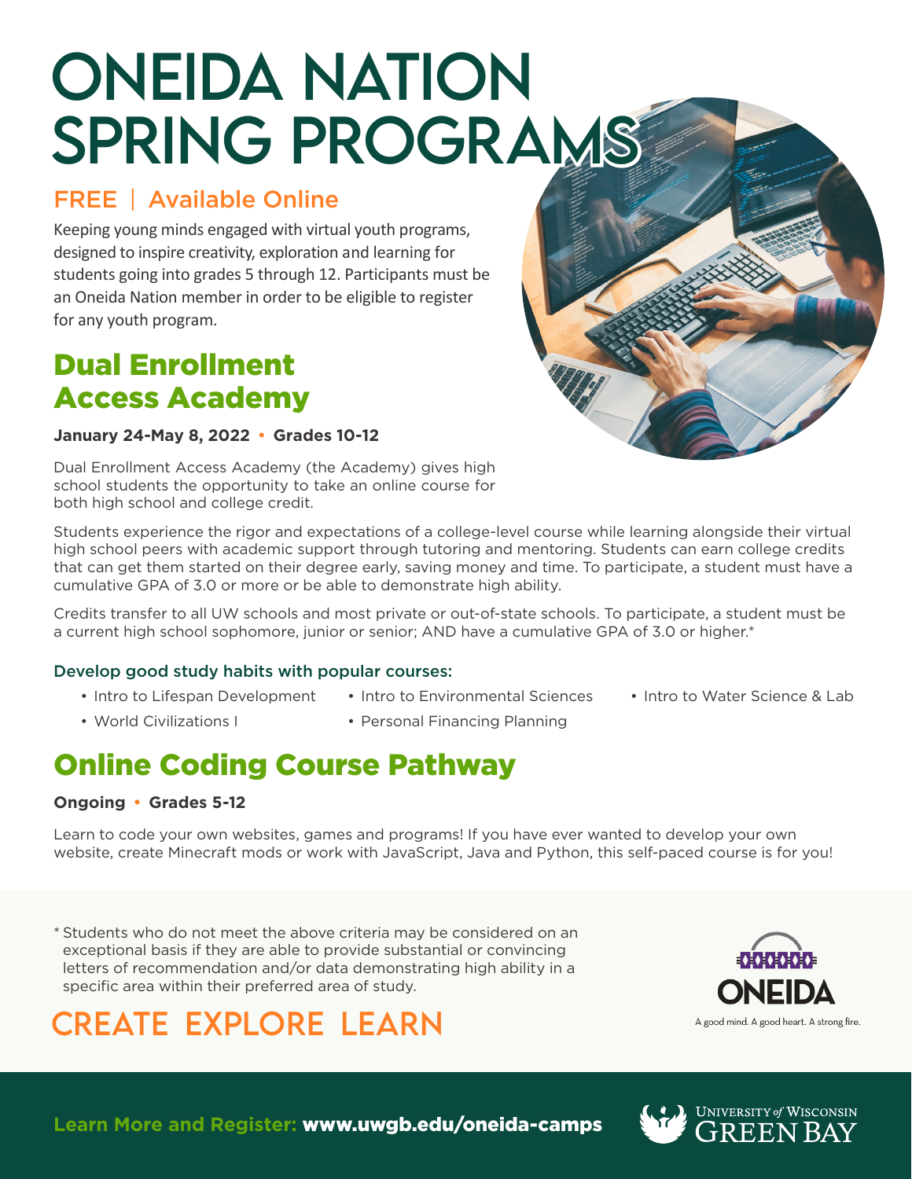# ONEIDA NATION SPRING PROGRAMS

## FREE | Available Online

Keeping young minds engaged with virtual youth programs, designed to inspire creativity, exploration and learning for students going into grades 5 through 12. Participants must be an Oneida Nation member in order to be eligible to register for any youth program.

## Dual Enrollment Access Academy

**January 24-May 8, 2022 • Grades 10-12**

Dual Enrollment Access Academy (the Academy) gives high school students the opportunity to take an online course for both high school and college credit.

Students experience the rigor and expectations of a college-level course while learning alongside their virtual high school peers with academic support through tutoring and mentoring. Students can earn college credits that can get them started on their degree early, saving money and time. To participate, a student must have a cumulative GPA of 3.0 or more or be able to demonstrate high ability.

Credits transfer to all UW schools and most private or out-of-state schools. To participate, a student must be a current high school sophomore, junior or senior; AND have a cumulative GPA of 3.0 or higher.*

### Develop good study habits with popular courses:

- Intro to Lifespan Development
- World Civilizations I
- Intro to Environmental Sciences
- Personal Financing Planning
- Intro to Water Science & Lab

## Online Coding Course Pathway

**Ongoing • Grades 5-12**

Learn to code your own websites, games and programs! If you have ever wanted to develop your own website, create Minecraft mods or work with JavaScript, Java and Python, this self-paced course is for you!

* Students who do not meet the above criteria may be considered on an exceptional basis if they are able to provide substantial or convincing letters of recommendation and/or data demonstrating high ability in a specific area within their preferred area of study.

CREATE EXPLORE LEARN

ONEIDA
A good mind. A good heart. A strong fire.

**Learn More and Register: www.uwgb.edu/oneida-camps**

University of Wisconsin Green Bay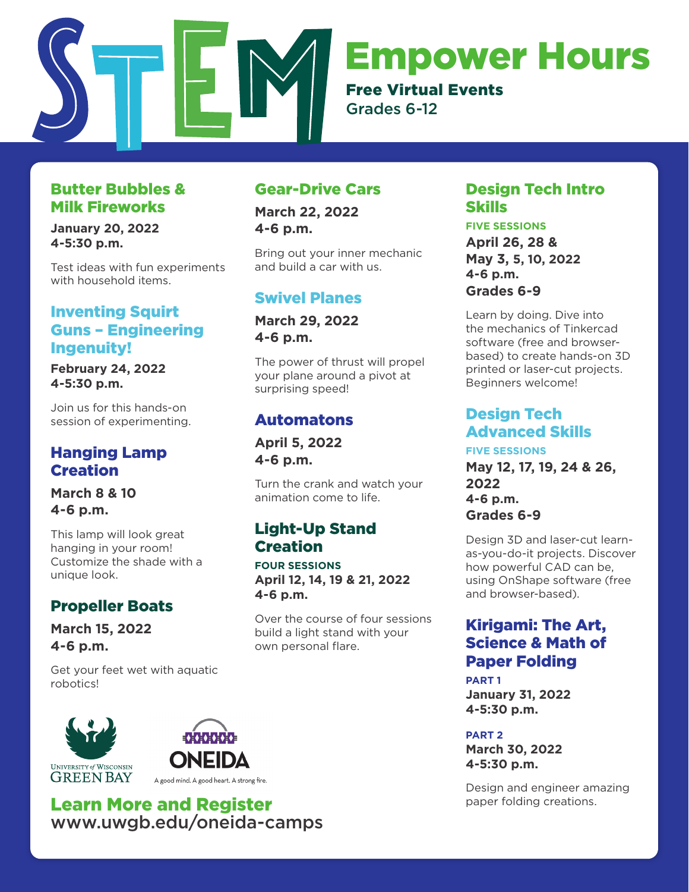# STEM Empower Hours

**Free Virtual Events**

Grades 6-12

## Butter Bubbles & Milk Fireworks

**January 20, 2022**
**4-5:30 p.m.**

Test ideas with fun experiments with household items.

## Inventing Squirt Guns – Engineering Ingenuity!

**February 24, 2022**
**4-5:30 p.m.**

Join us for this hands-on session of experimenting.

## Hanging Lamp Creation

**March 8 & 10**
**4-6 p.m.**

This lamp will look great hanging in your room! Customize the shade with a unique look.

## Propeller Boats

**March 15, 2022**
**4-6 p.m.**

Get your feet wet with aquatic robotics!

## Gear-Drive Cars

**March 22, 2022**
**4-6 p.m.**

Bring out your inner mechanic and build a car with us.

## Swivel Planes

**March 29, 2022**
**4-6 p.m.**

The power of thrust will propel your plane around a pivot at surprising speed!

## Automatons

**April 5, 2022**
**4-6 p.m.**

Turn the crank and watch your animation come to life.

## Light-Up Stand Creation

**FOUR SESSIONS**

**April 12, 14, 19 & 21, 2022**
**4-6 p.m.**

Over the course of four sessions build a light stand with your own personal flare.

## Design Tech Intro Skills

**FIVE SESSIONS**

**April 26, 28 & May 3, 5, 10, 2022**
**4-6 p.m.**
**Grades 6-9**

Learn by doing. Dive into the mechanics of Tinkercad software (free and browser-based) to create hands-on 3D printed or laser-cut projects. Beginners welcome!

## Design Tech Advanced Skills

**FIVE SESSIONS**

**May 12, 17, 19, 24 & 26, 2022**
**4-6 p.m.**
**Grades 6-9**

Design 3D and laser-cut learn-as-you-do-it projects. Discover how powerful CAD can be, using OnShape software (free and browser-based).

## Kirigami: The Art, Science & Math of Paper Folding

**PART 1**

**January 31, 2022**
**4-5:30 p.m.**

**PART 2**

**March 30, 2022**
**4-5:30 p.m.**

Design and engineer amazing paper folding creations.

University of Wisconsin Green Bay

ONEIDA

A good mind. A good heart. A strong fire.

## Learn More and Register

www.uwgb.edu/oneida-camps